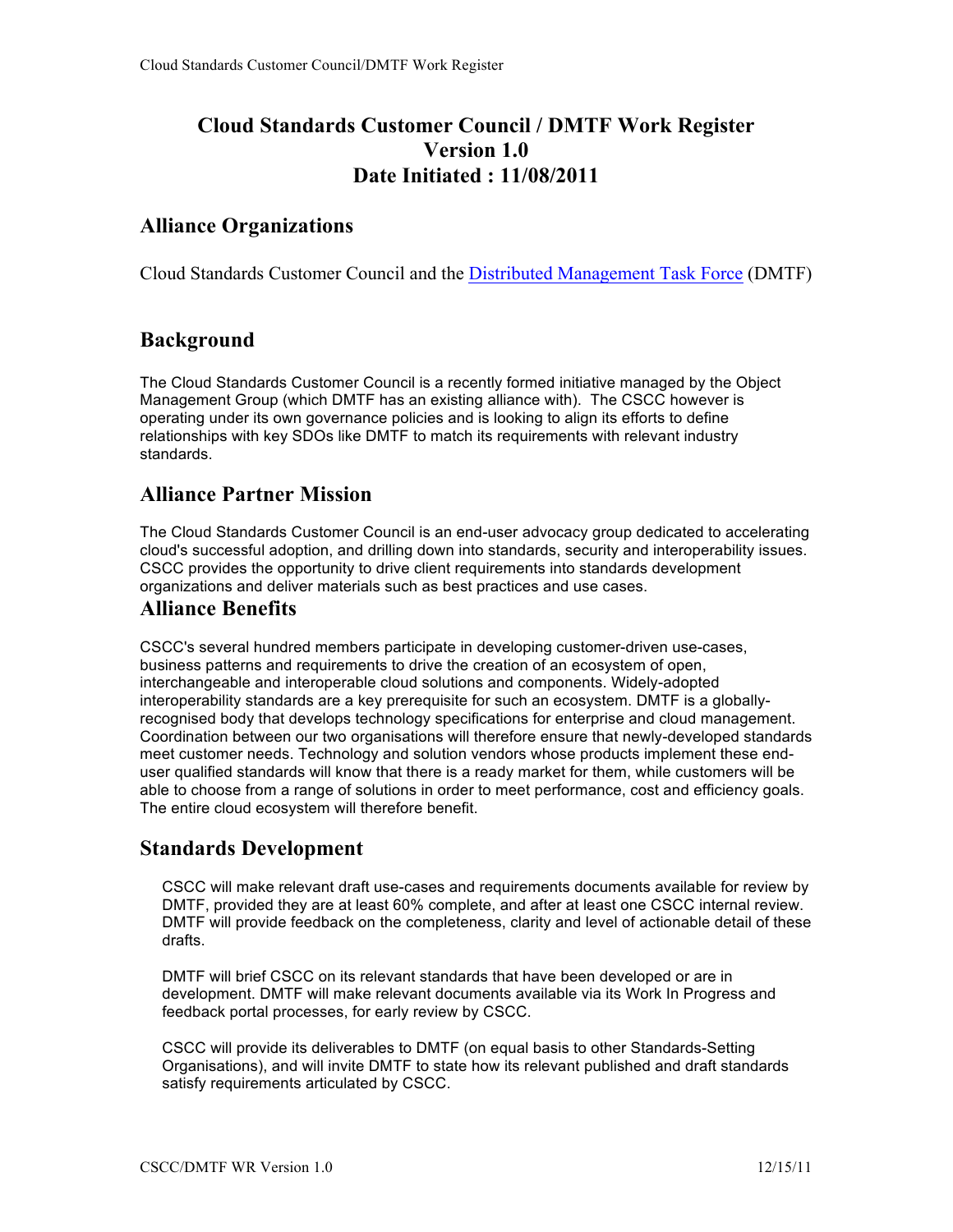# Cloud Standards Customer Council / DMTF Work Register
# Version 1.0
# Date Initiated : 11/08/2011

## Alliance Organizations

Cloud Standards Customer Council and the [Distributed Management Task Force](#) (DMTF)

## Background

The Cloud Standards Customer Council is a recently formed initiative managed by the Object Management Group (which DMTF has an existing alliance with). The CSCC however is operating under its own governance policies and is looking to align its efforts to define relationships with key SDOs like DMTF to match its requirements with relevant industry standards.

## Alliance Partner Mission

The Cloud Standards Customer Council is an end-user advocacy group dedicated to accelerating cloud's successful adoption, and drilling down into standards, security and interoperability issues. CSCC provides the opportunity to drive client requirements into standards development organizations and deliver materials such as best practices and use cases.

## Alliance Benefits

CSCC's several hundred members participate in developing customer-driven use-cases, business patterns and requirements to drive the creation of an ecosystem of open, interchangeable and interoperable cloud solutions and components. Widely-adopted interoperability standards are a key prerequisite for such an ecosystem. DMTF is a globally-recognised body that develops technology specifications for enterprise and cloud management. Coordination between our two organisations will therefore ensure that newly-developed standards meet customer needs. Technology and solution vendors whose products implement these end-user qualified standards will know that there is a ready market for them, while customers will be able to choose from a range of solutions in order to meet performance, cost and efficiency goals. The entire cloud ecosystem will therefore benefit.

## Standards Development

CSCC will make relevant draft use-cases and requirements documents available for review by DMTF, provided they are at least 60% complete, and after at least one CSCC internal review. DMTF will provide feedback on the completeness, clarity and level of actionable detail of these drafts.

DMTF will brief CSCC on its relevant standards that have been developed or are in development. DMTF will make relevant documents available via its Work In Progress and feedback portal processes, for early review by CSCC.

CSCC will provide its deliverables to DMTF (on equal basis to other Standards-Setting Organisations), and will invite DMTF to state how its relevant published and draft standards satisfy requirements articulated by CSCC.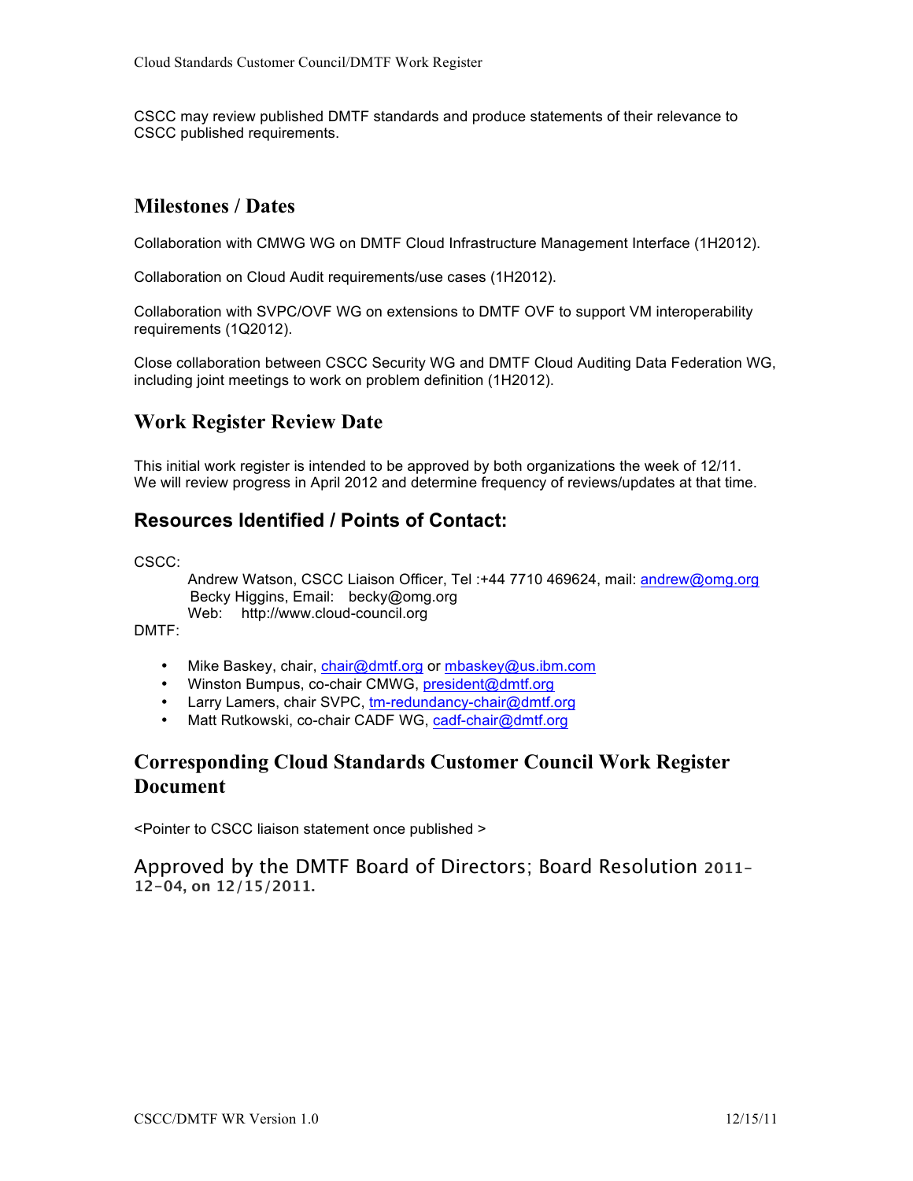CSCC may review published DMTF standards and produce statements of their relevance to CSCC published requirements.

## Milestones / Dates

Collaboration with CMWG WG on DMTF Cloud Infrastructure Management Interface (1H2012).

Collaboration on Cloud Audit requirements/use cases (1H2012).

Collaboration with SVPC/OVF WG on extensions to DMTF OVF to support VM interoperability requirements (1Q2012).

Close collaboration between CSCC Security WG and DMTF Cloud Auditing Data Federation WG, including joint meetings to work on problem definition (1H2012).

## Work Register Review Date

This initial work register is intended to be approved by both organizations the week of 12/11. We will review progress in April 2012 and determine frequency of reviews/updates at that time.

## Resources Identified / Points of Contact:

CSCC:

Andrew Watson, CSCC Liaison Officer, Tel :+44 7710 469624, mail: andrew@omg.org
Becky Higgins, Email: becky@omg.org
Web: http://www.cloud-council.org

DMTF:

- Mike Baskey, chair, chair@dmtf.org or mbaskey@us.ibm.com
- Winston Bumpus, co-chair CMWG, president@dmtf.org
- Larry Lamers, chair SVPC, tm-redundancy-chair@dmtf.org
- Matt Rutkowski, co-chair CADF WG, cadf-chair@dmtf.org

## Corresponding Cloud Standards Customer Council Work Register Document

<Pointer to CSCC liaison statement once published >

Approved by the DMTF Board of Directors; Board Resolution **2011-12-04, on 12/15/2011.**